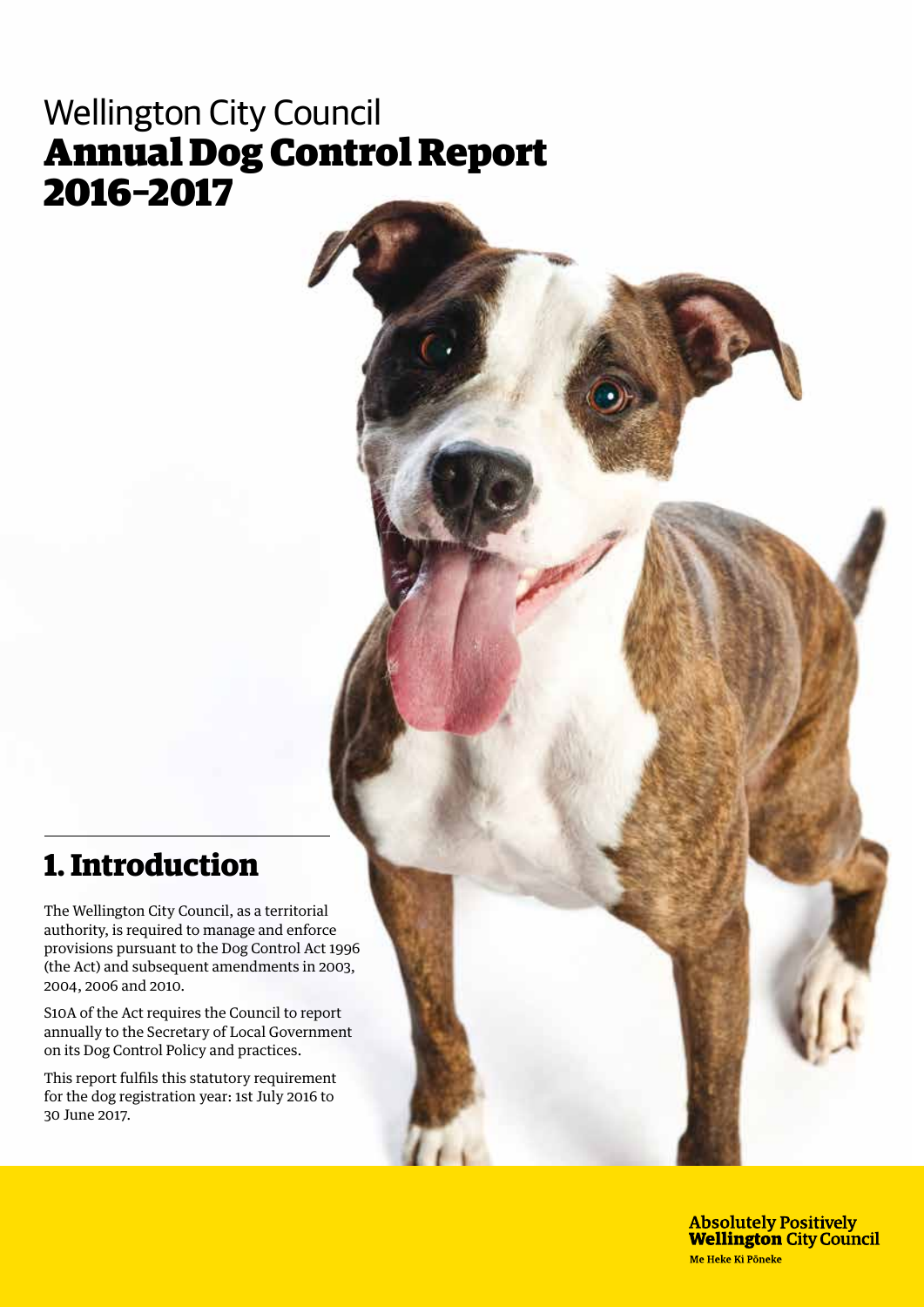# Wellington City Council
# Annual Dog Control Report 2016–2017

## 1. Introduction

The Wellington City Council, as a territorial authority, is required to manage and enforce provisions pursuant to the Dog Control Act 1996 (the Act) and subsequent amendments in 2003, 2004, 2006 and 2010.

S10A of the Act requires the Council to report annually to the Secretary of Local Government on its Dog Control Policy and practices.

This report fulfils this statutory requirement for the dog registration year: 1st July 2016 to 30 June 2017.

Absolutely Positively **Wellington** City Council

Me Heke Ki Pōneke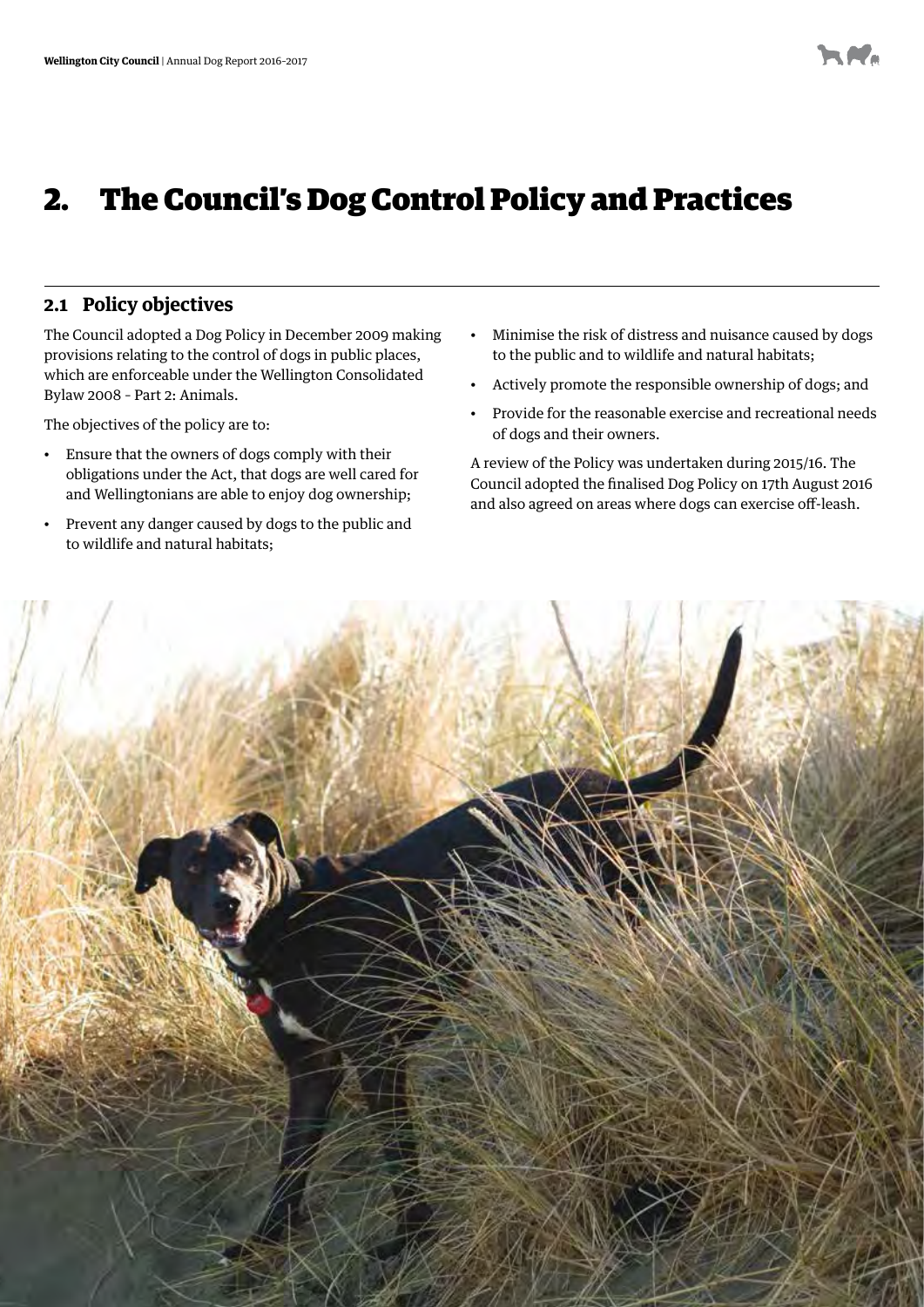# 2. The Council's Dog Control Policy and Practices

## 2.1 Policy objectives

The Council adopted a Dog Policy in December 2009 making provisions relating to the control of dogs in public places, which are enforceable under the Wellington Consolidated Bylaw 2008 - Part 2: Animals.

The objectives of the policy are to:

- Ensure that the owners of dogs comply with their obligations under the Act, that dogs are well cared for and Wellingtonians are able to enjoy dog ownership;
- Prevent any danger caused by dogs to the public and to wildlife and natural habitats;
- Minimise the risk of distress and nuisance caused by dogs to the public and to wildlife and natural habitats;
- Actively promote the responsible ownership of dogs; and
- Provide for the reasonable exercise and recreational needs of dogs and their owners.

A review of the Policy was undertaken during 2015/16. The Council adopted the finalised Dog Policy on 17th August 2016 and also agreed on areas where dogs can exercise off-leash.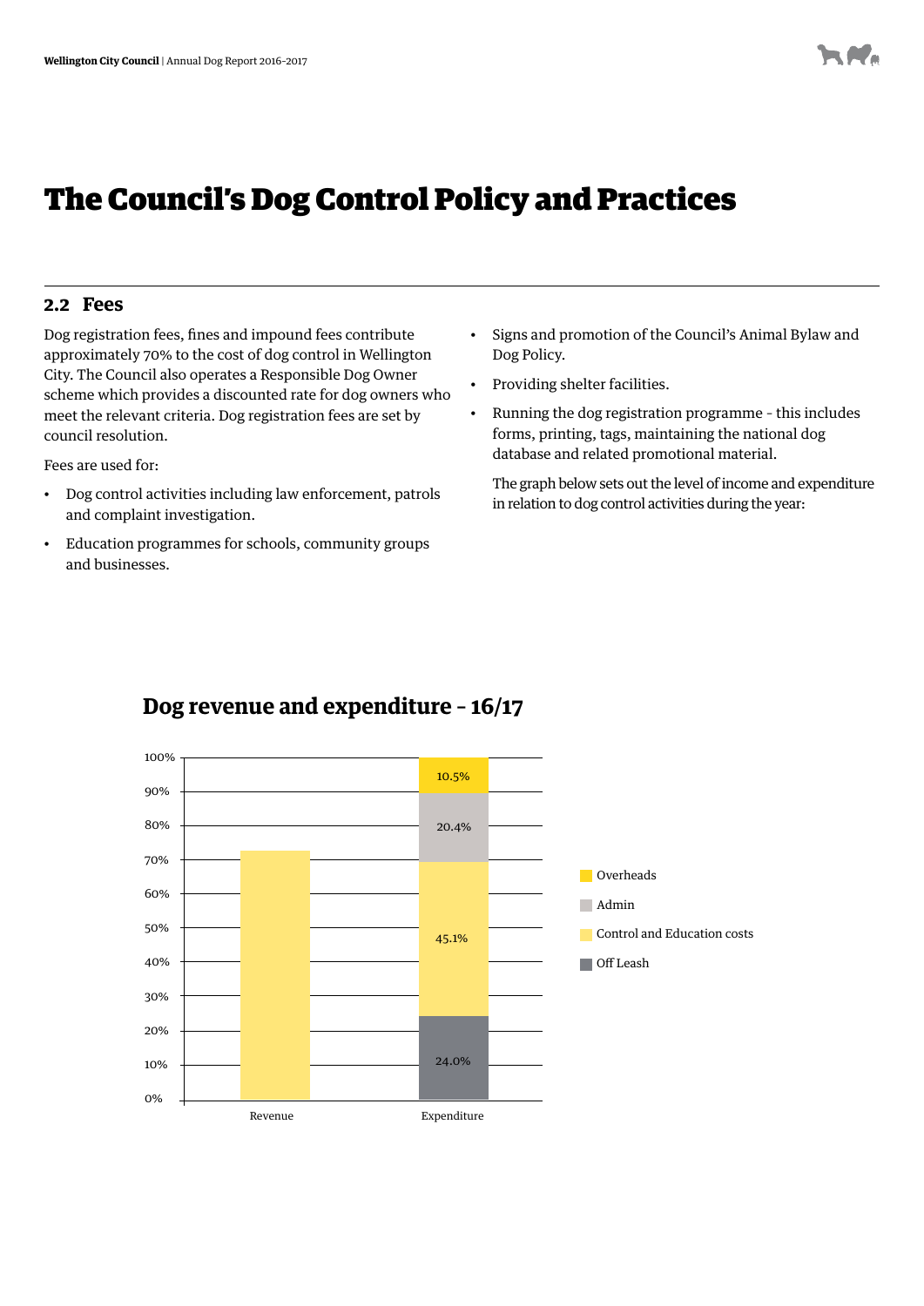# The Council's Dog Control Policy and Practices

## 2.2 Fees

Dog registration fees, fines and impound fees contribute approximately 70% to the cost of dog control in Wellington City. The Council also operates a Responsible Dog Owner scheme which provides a discounted rate for dog owners who meet the relevant criteria. Dog registration fees are set by council resolution.

Fees are used for:

- Dog control activities including law enforcement, patrols and complaint investigation.
- Education programmes for schools, community groups and businesses.
- Signs and promotion of the Council's Animal Bylaw and Dog Policy.
- Providing shelter facilities.
- Running the dog registration programme - this includes forms, printing, tags, maintaining the national dog database and related promotional material.

The graph below sets out the level of income and expenditure in relation to dog control activities during the year:

### Dog revenue and expenditure - 16/17

| | Revenue | Expenditure |
|---|---|---|
| Overheads | | 10.5% |
| Admin | | 20.4% |
| Control and Education costs | | 45.1% |
| Off Leash | | 24.0% |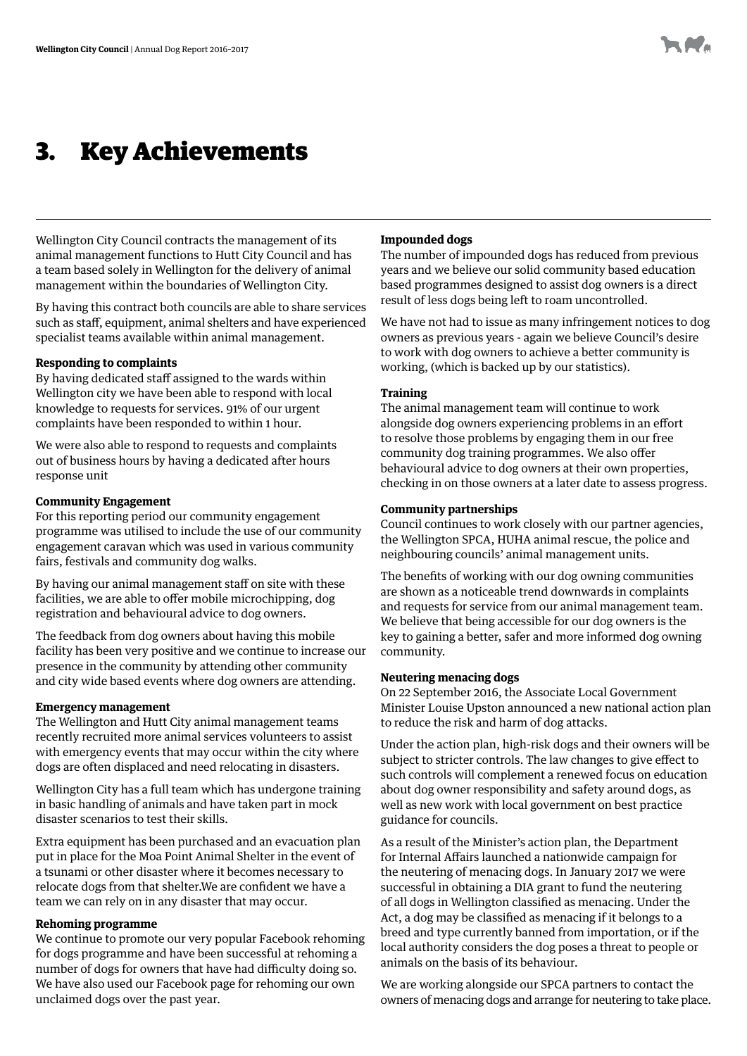# 3. Key Achievements

Wellington City Council contracts the management of its animal management functions to Hutt City Council and has a team based solely in Wellington for the delivery of animal management within the boundaries of Wellington City.

By having this contract both councils are able to share services such as staff, equipment, animal shelters and have experienced specialist teams available within animal management.

**Responding to complaints**

By having dedicated staff assigned to the wards within Wellington city we have been able to respond with local knowledge to requests for services. 91% of our urgent complaints have been responded to within 1 hour.

We were also able to respond to requests and complaints out of business hours by having a dedicated after hours response unit

**Community Engagement**

For this reporting period our community engagement programme was utilised to include the use of our community engagement caravan which was used in various community fairs, festivals and community dog walks.

By having our animal management staff on site with these facilities, we are able to offer mobile microchipping, dog registration and behavioural advice to dog owners.

The feedback from dog owners about having this mobile facility has been very positive and we continue to increase our presence in the community by attending other community and city wide based events where dog owners are attending.

**Emergency management**

The Wellington and Hutt City animal management teams recently recruited more animal services volunteers to assist with emergency events that may occur within the city where dogs are often displaced and need relocating in disasters.

Wellington City has a full team which has undergone training in basic handling of animals and have taken part in mock disaster scenarios to test their skills.

Extra equipment has been purchased and an evacuation plan put in place for the Moa Point Animal Shelter in the event of a tsunami or other disaster where it becomes necessary to relocate dogs from that shelter.We are confident we have a team we can rely on in any disaster that may occur.

**Rehoming programme**

We continue to promote our very popular Facebook rehoming for dogs programme and have been successful at rehoming a number of dogs for owners that have had difficulty doing so. We have also used our Facebook page for rehoming our own unclaimed dogs over the past year.

**Impounded dogs**

The number of impounded dogs has reduced from previous years and we believe our solid community based education based programmes designed to assist dog owners is a direct result of less dogs being left to roam uncontrolled.

We have not had to issue as many infringement notices to dog owners as previous years - again we believe Council's desire to work with dog owners to achieve a better community is working, (which is backed up by our statistics).

**Training**

The animal management team will continue to work alongside dog owners experiencing problems in an effort to resolve those problems by engaging them in our free community dog training programmes. We also offer behavioural advice to dog owners at their own properties, checking in on those owners at a later date to assess progress.

**Community partnerships**

Council continues to work closely with our partner agencies, the Wellington SPCA, HUHA animal rescue, the police and neighbouring councils' animal management units.

The benefits of working with our dog owning communities are shown as a noticeable trend downwards in complaints and requests for service from our animal management team. We believe that being accessible for our dog owners is the key to gaining a better, safer and more informed dog owning community.

**Neutering menacing dogs**

On 22 September 2016, the Associate Local Government Minister Louise Upston announced a new national action plan to reduce the risk and harm of dog attacks.

Under the action plan, high-risk dogs and their owners will be subject to stricter controls. The law changes to give effect to such controls will complement a renewed focus on education about dog owner responsibility and safety around dogs, as well as new work with local government on best practice guidance for councils.

As a result of the Minister's action plan, the Department for Internal Affairs launched a nationwide campaign for the neutering of menacing dogs. In January 2017 we were successful in obtaining a DIA grant to fund the neutering of all dogs in Wellington classified as menacing. Under the Act, a dog may be classified as menacing if it belongs to a breed and type currently banned from importation, or if the local authority considers the dog poses a threat to people or animals on the basis of its behaviour.

We are working alongside our SPCA partners to contact the owners of menacing dogs and arrange for neutering to take place.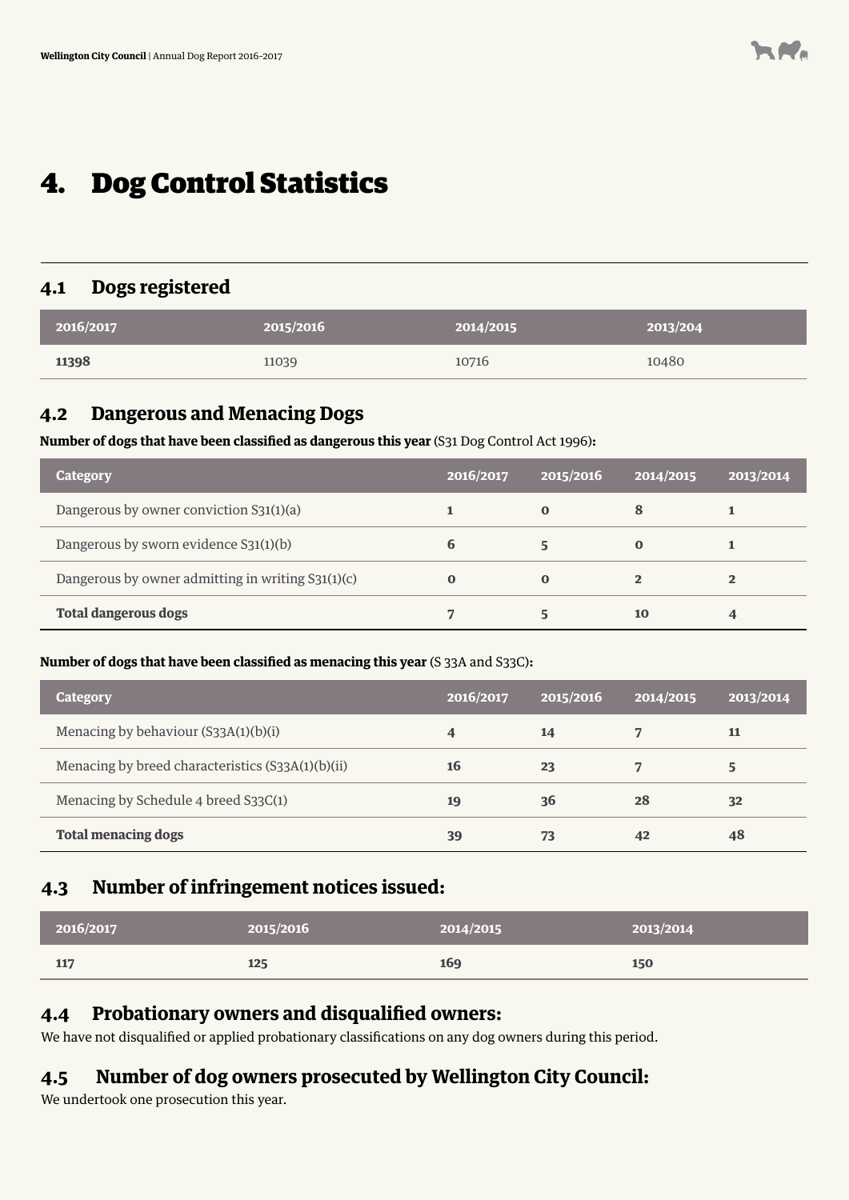# 4. Dog Control Statistics

## 4.1 Dogs registered

| 2016/2017 | 2015/2016 | 2014/2015 | 2013/204 |
|---|---|---|---|
| **11398** | 11039 | 10716 | 10480 |

## 4.2 Dangerous and Menacing Dogs

**Number of dogs that have been classified as dangerous this year** (S31 Dog Control Act 1996)**:**

| Category | 2016/2017 | 2015/2016 | 2014/2015 | 2013/2014 |
|---|---|---|---|---|
| Dangerous by owner conviction S31(1)(a) | 1 | 0 | 8 | 1 |
| Dangerous by sworn evidence S31(1)(b) | 6 | 5 | 0 | 1 |
| Dangerous by owner admitting in writing S31(1)(c) | 0 | 0 | 2 | 2 |
| **Total dangerous dogs** | **7** | **5** | **10** | **4** |

**Number of dogs that have been classified as menacing this year** (S 33A and S33C)**:**

| Category | 2016/2017 | 2015/2016 | 2014/2015 | 2013/2014 |
|---|---|---|---|---|
| Menacing by behaviour (S33A(1)(b)(i) | 4 | 14 | 7 | 11 |
| Menacing by breed characteristics (S33A(1)(b)(ii) | 16 | 23 | 7 | 5 |
| Menacing by Schedule 4 breed S33C(1) | 19 | 36 | 28 | 32 |
| **Total menacing dogs** | **39** | **73** | **42** | **48** |

## 4.3 Number of infringement notices issued:

| 2016/2017 | 2015/2016 | 2014/2015 | 2013/2014 |
|---|---|---|---|
| 117 | 125 | 169 | 150 |

## 4.4 Probationary owners and disqualified owners:

We have not disqualified or applied probationary classifications on any dog owners during this period.

## 4.5 Number of dog owners prosecuted by Wellington City Council:

We undertook one prosecution this year.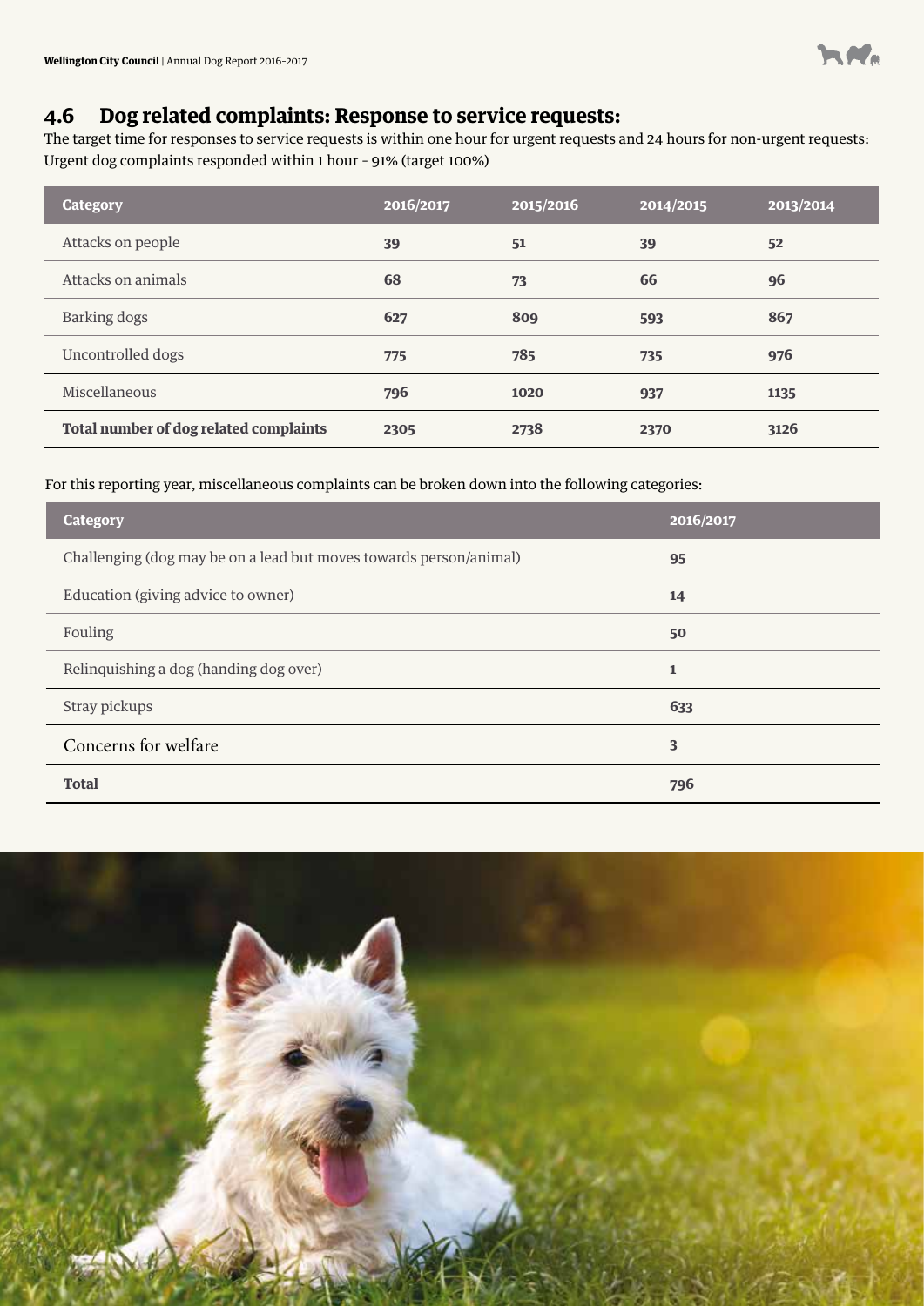## 4.6 Dog related complaints: Response to service requests:

The target time for responses to service requests is within one hour for urgent requests and 24 hours for non-urgent requests: Urgent dog complaints responded within 1 hour - 91% (target 100%)

| Category | 2016/2017 | 2015/2016 | 2014/2015 | 2013/2014 |
|---|---|---|---|---|
| Attacks on people | **39** | **51** | **39** | **52** |
| Attacks on animals | **68** | **73** | **66** | **96** |
| Barking dogs | **627** | **809** | **593** | **867** |
| Uncontrolled dogs | **775** | **785** | **735** | **976** |
| Miscellaneous | **796** | **1020** | **937** | **1135** |
| **Total number of dog related complaints** | **2305** | **2738** | **2370** | **3126** |

For this reporting year, miscellaneous complaints can be broken down into the following categories:

| Category | 2016/2017 |
|---|---|
| Challenging (dog may be on a lead but moves towards person/animal) | **95** |
| Education (giving advice to owner) | **14** |
| Fouling | **50** |
| Relinquishing a dog (handing dog over) | **1** |
| Stray pickups | **633** |
| Concerns for welfare | **3** |
| **Total** | **796** |